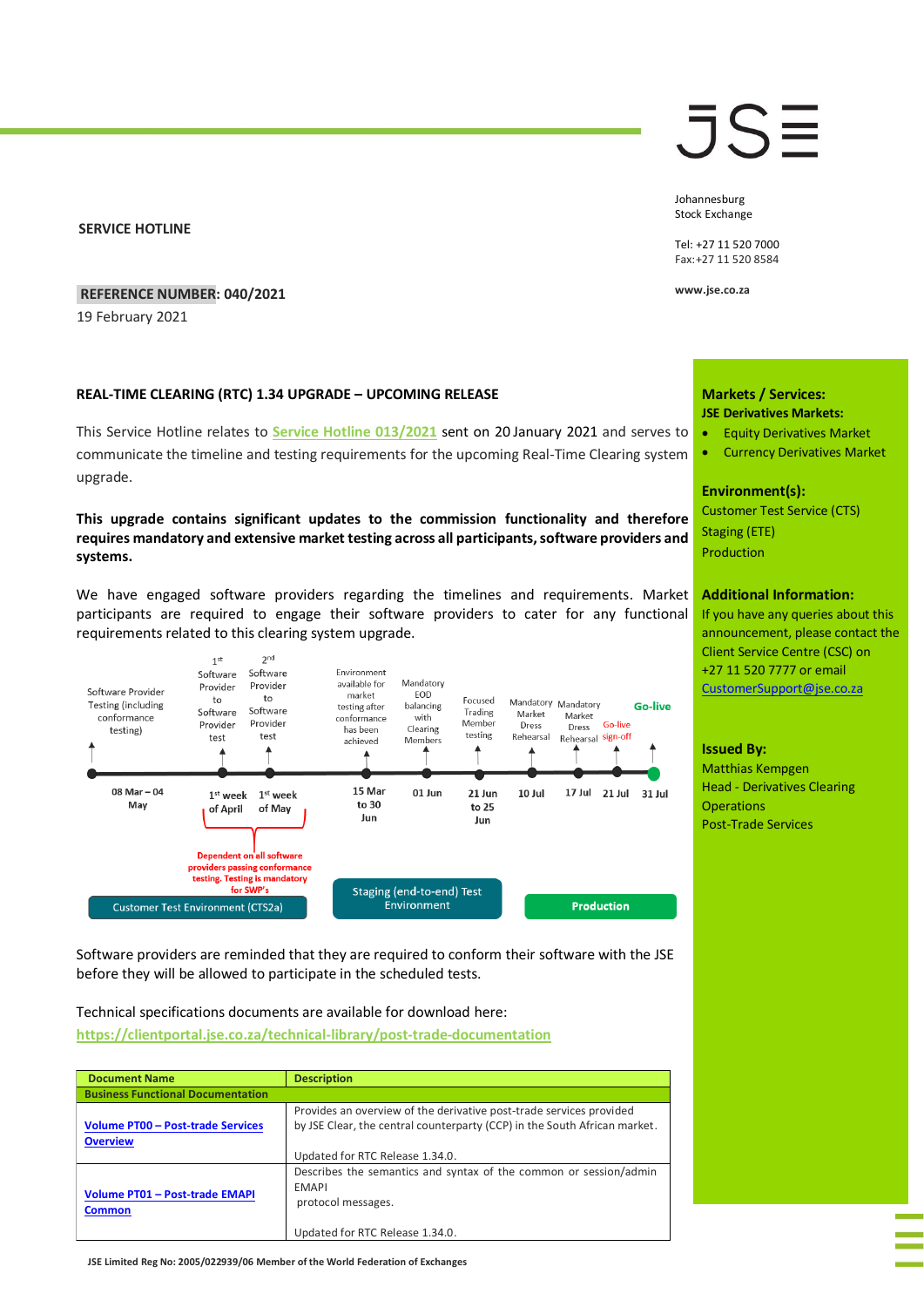JSE

Johannesburg
Stock Exchange

Tel: +27 11 520 7000
Fax: +27 11 520 8584

www.jse.co.za

**SERVICE HOTLINE**

**REFERENCE NUMBER: 040/2021**
19 February 2021

### REAL-TIME CLEARING (RTC) 1.34 UPGRADE – UPCOMING RELEASE

This Service Hotline relates to [Service Hotline 013/2021]() sent on 20 January 2021 and serves to communicate the timeline and testing requirements for the upcoming Real-Time Clearing system upgrade.

**This upgrade contains significant updates to the commission functionality and therefore requires mandatory and extensive market testing across all participants, software providers and systems.**

We have engaged software providers regarding the timelines and requirements. Market participants are required to engage their software providers to cater for any functional requirements related to this clearing system upgrade.

Software Provider Testing (including conformance testing)
08 Mar – 04 May

1st Software Provider to Software Provider test
1st week of April

2nd Software Provider to Software Provider test
1st week of May

Dependent on all software providers passing conformance testing. Testing is mandatory for SWP's

Customer Test Environment (CTS2a)

Environment available for market testing after conformance has been achieved
15 Mar to 30 Jun

Mandatory EOD balancing with Clearing Members
01 Jun

Focused Trading Member testing
21 Jun to 25 Jun

Staging (end-to-end) Test Environment

Mandatory Market Dress Rehearsal
10 Jul

Mandatory Market Dress Rehearsal
17 Jul

Go-live sign-off
21 Jul

Go-live
31 Jul

Production

Software providers are reminded that they are required to conform their software with the JSE before they will be allowed to participate in the scheduled tests.

Technical specifications documents are available for download here:
[https://clientportal.jse.co.za/technical-library/post-trade-documentation](https://clientportal.jse.co.za/technical-library/post-trade-documentation)

| Document Name | Description |
|---|---|
| **Business Functional Documentation** | |
| [Volume PT00 – Post-trade Services Overview]() | Provides an overview of the derivative post-trade services provided by JSE Clear, the central counterparty (CCP) in the South African market.<br><br>Updated for RTC Release 1.34.0. |
| [Volume PT01 – Post-trade EMAPI Common]() | Describes the semantics and syntax of the common or session/admin EMAPI protocol messages.<br><br>Updated for RTC Release 1.34.0. |

**Markets / Services:**
**JSE Derivatives Markets:**
- Equity Derivatives Market
- Currency Derivatives Market

**Environment(s):**
Customer Test Service (CTS)
Staging (ETE)
Production

**Additional Information:**
If you have any queries about this announcement, please contact the Client Service Centre (CSC) on +27 11 520 7777 or email [CustomerSupport@jse.co.za](mailto:CustomerSupport@jse.co.za)

**Issued By:**
Matthias Kempgen
Head - Derivatives Clearing Operations
Post-Trade Services

JSE Limited Reg No: 2005/022939/06 Member of the World Federation of Exchanges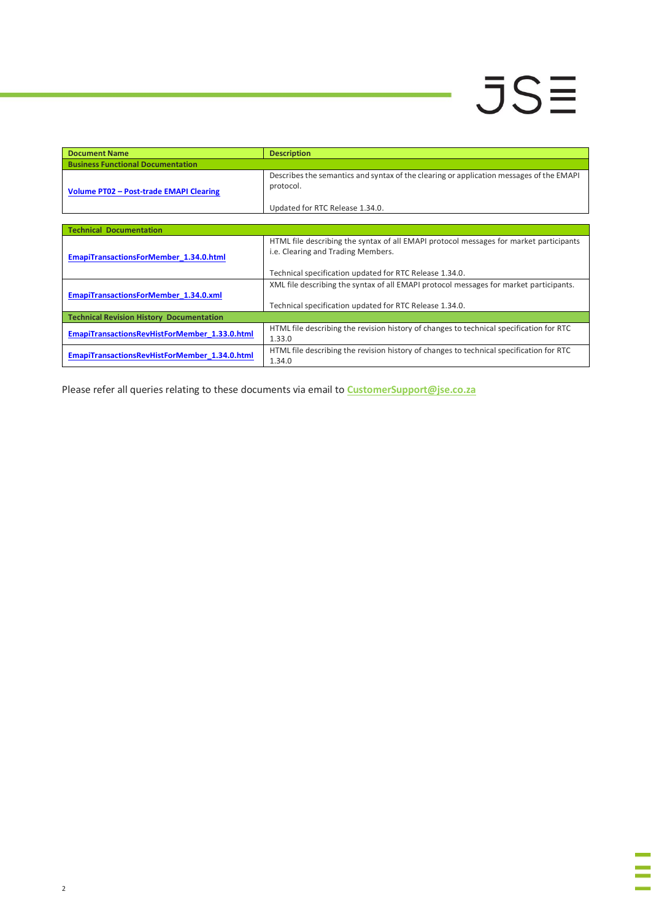| Document Name | Description |
| --- | --- |
| **Business Functional Documentation** | |
| **Volume PT02 – Post-trade EMAPI Clearing** | Describes the semantics and syntax of the clearing or application messages of the EMAPI protocol.<br><br>Updated for RTC Release 1.34.0. |

| **Technical Documentation** | |
| --- | --- |
| **EmapiTransactionsForMember_1.34.0.html** | HTML file describing the syntax of all EMAPI protocol messages for market participants i.e. Clearing and Trading Members.<br><br>Technical specification updated for RTC Release 1.34.0. |
| **EmapiTransactionsForMember_1.34.0.xml** | XML file describing the syntax of all EMAPI protocol messages for market participants.<br><br>Technical specification updated for RTC Release 1.34.0. |
| **Technical Revision History Documentation** | |
| **EmapiTransactionsRevHistForMember_1.33.0.html** | HTML file describing the revision history of changes to technical specification for RTC 1.33.0 |
| **EmapiTransactionsRevHistForMember_1.34.0.html** | HTML file describing the revision history of changes to technical specification for RTC 1.34.0 |

Please refer all queries relating to these documents via email to **CustomerSupport@jse.co.za**